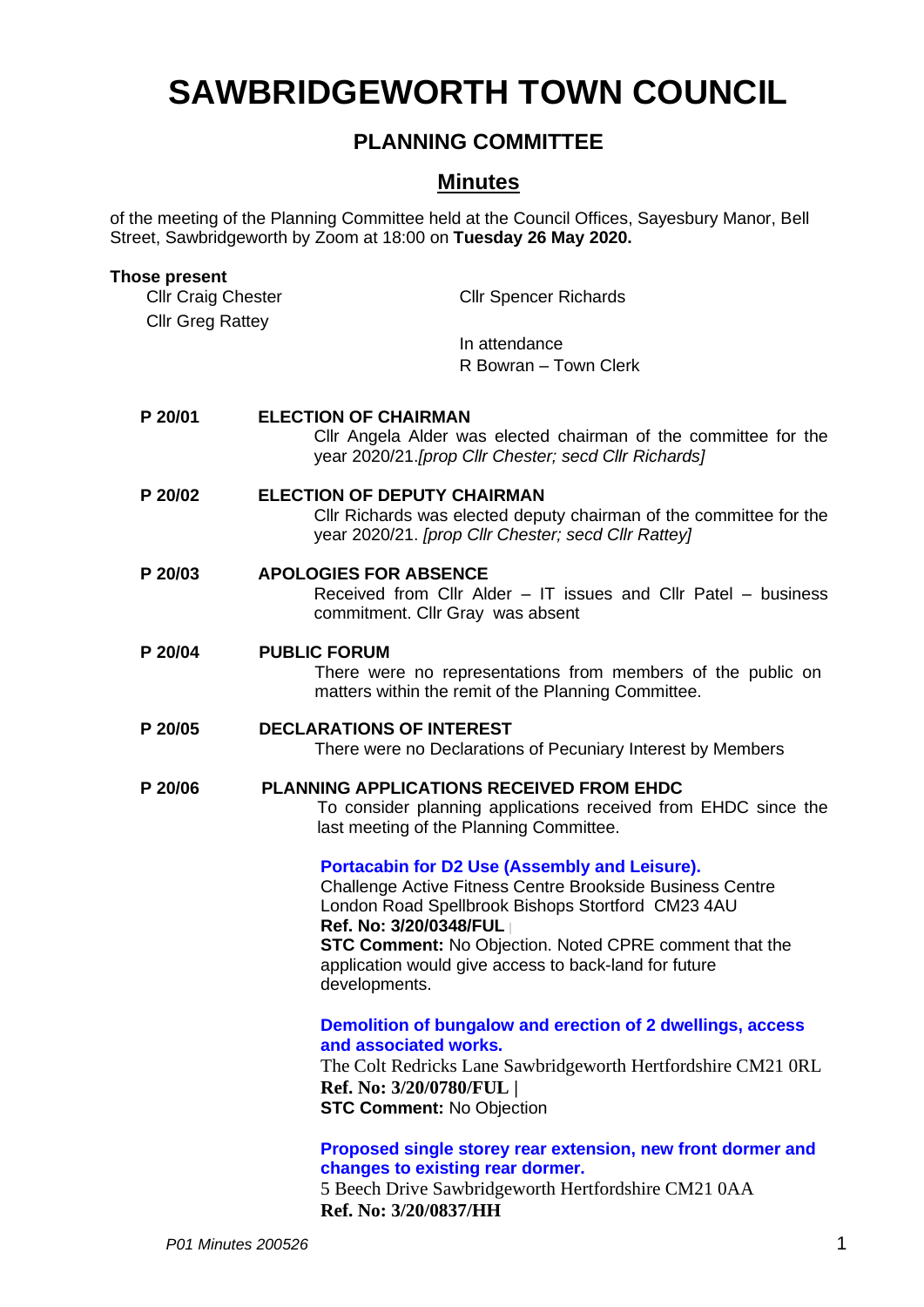# SAWBRIDGEWORTH TOWN COUNCIL

## PLANNING COMMITTEE

## Minutes

of the meeting of the Planning Committee held at the Council Offices, Sayesbury Manor, Bell Street, Sawbridgeworth by Zoom at 18:00 on **Tuesday 26 May 2020.**

**Those present**

Cllr Craig Chester
Cllr Greg Rattey
Cllr Spencer Richards

In attendance
R Bowran – Town Clerk

**P 20/01** **ELECTION OF CHAIRMAN**

Cllr Angela Alder was elected chairman of the committee for the year 2020/21.*[prop Cllr Chester; secd Cllr Richards]*

**P 20/02** **ELECTION OF DEPUTY CHAIRMAN**

Cllr Richards was elected deputy chairman of the committee for the year 2020/21. *[prop Cllr Chester; secd Cllr Rattey]*

**P 20/03** **APOLOGIES FOR ABSENCE**

Received from Cllr Alder – IT issues and Cllr Patel – business commitment. Cllr Gray was absent

**P 20/04** **PUBLIC FORUM**

There were no representations from members of the public on matters within the remit of the Planning Committee.

**P 20/05** **DECLARATIONS OF INTEREST**

There were no Declarations of Pecuniary Interest by Members

**P 20/06** **PLANNING APPLICATIONS RECEIVED FROM EHDC**

To consider planning applications received from EHDC since the last meeting of the Planning Committee.

**Portacabin for D2 Use (Assembly and Leisure).**
Challenge Active Fitness Centre Brookside Business Centre London Road Spellbrook Bishops Stortford CM23 4AU
**Ref. No: 3/20/0348/FUL**
**STC Comment:** No Objection. Noted CPRE comment that the application would give access to back-land for future developments.

**Demolition of bungalow and erection of 2 dwellings, access and associated works.**
The Colt Redricks Lane Sawbridgeworth Hertfordshire CM21 0RL
**Ref. No: 3/20/0780/FUL** |
**STC Comment:** No Objection

**Proposed single storey rear extension, new front dormer and changes to existing rear dormer.**
5 Beech Drive Sawbridgeworth Hertfordshire CM21 0AA
**Ref. No: 3/20/0837/HH**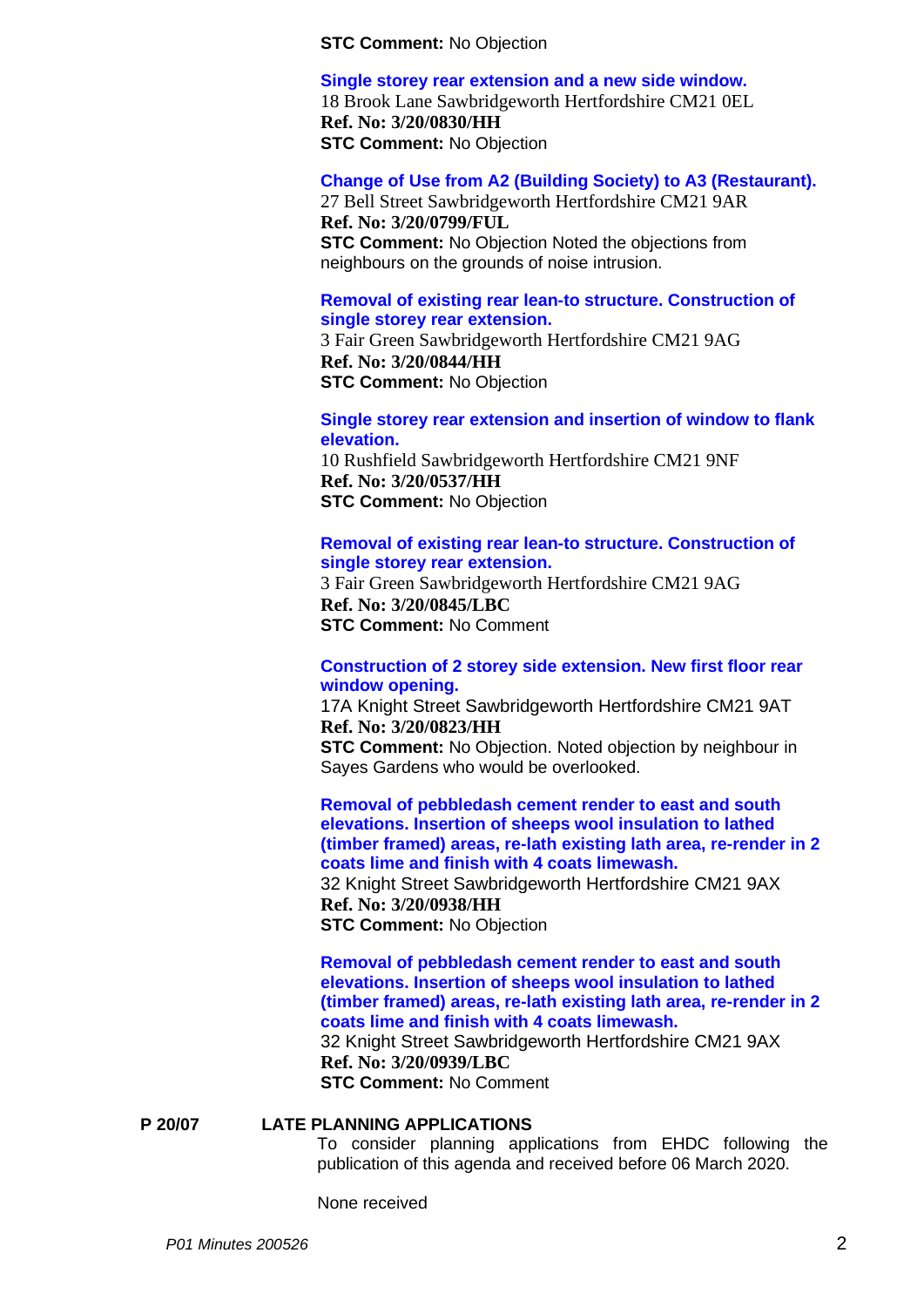**STC Comment:** No Objection

**Single storey rear extension and a new side window.**
18 Brook Lane Sawbridgeworth Hertfordshire CM21 0EL
**Ref. No: 3/20/0830/HH**
**STC Comment:** No Objection

**Change of Use from A2 (Building Society) to A3 (Restaurant).**
27 Bell Street Sawbridgeworth Hertfordshire CM21 9AR
**Ref. No: 3/20/0799/FUL**
**STC Comment:** No Objection Noted the objections from neighbours on the grounds of noise intrusion.

**Removal of existing rear lean-to structure. Construction of single storey rear extension.**
3 Fair Green Sawbridgeworth Hertfordshire CM21 9AG
**Ref. No: 3/20/0844/HH**
**STC Comment:** No Objection

**Single storey rear extension and insertion of window to flank elevation.**
10 Rushfield Sawbridgeworth Hertfordshire CM21 9NF
**Ref. No: 3/20/0537/HH**
**STC Comment:** No Objection

**Removal of existing rear lean-to structure. Construction of single storey rear extension.**
3 Fair Green Sawbridgeworth Hertfordshire CM21 9AG
**Ref. No: 3/20/0845/LBC**
**STC Comment:** No Comment

**Construction of 2 storey side extension. New first floor rear window opening.**
17A Knight Street Sawbridgeworth Hertfordshire CM21 9AT
**Ref. No: 3/20/0823/HH**
**STC Comment:** No Objection. Noted objection by neighbour in Sayes Gardens who would be overlooked.

**Removal of pebbledash cement render to east and south elevations. Insertion of sheeps wool insulation to lathed (timber framed) areas, re-lath existing lath area, re-render in 2 coats lime and finish with 4 coats limewash.**
32 Knight Street Sawbridgeworth Hertfordshire CM21 9AX
**Ref. No: 3/20/0938/HH**
**STC Comment:** No Objection

**Removal of pebbledash cement render to east and south elevations. Insertion of sheeps wool insulation to lathed (timber framed) areas, re-lath existing lath area, re-render in 2 coats lime and finish with 4 coats limewash.**
32 Knight Street Sawbridgeworth Hertfordshire CM21 9AX
**Ref. No: 3/20/0939/LBC**
**STC Comment:** No Comment

## P 20/07 LATE PLANNING APPLICATIONS

To consider planning applications from EHDC following the publication of this agenda and received before 06 March 2020.

None received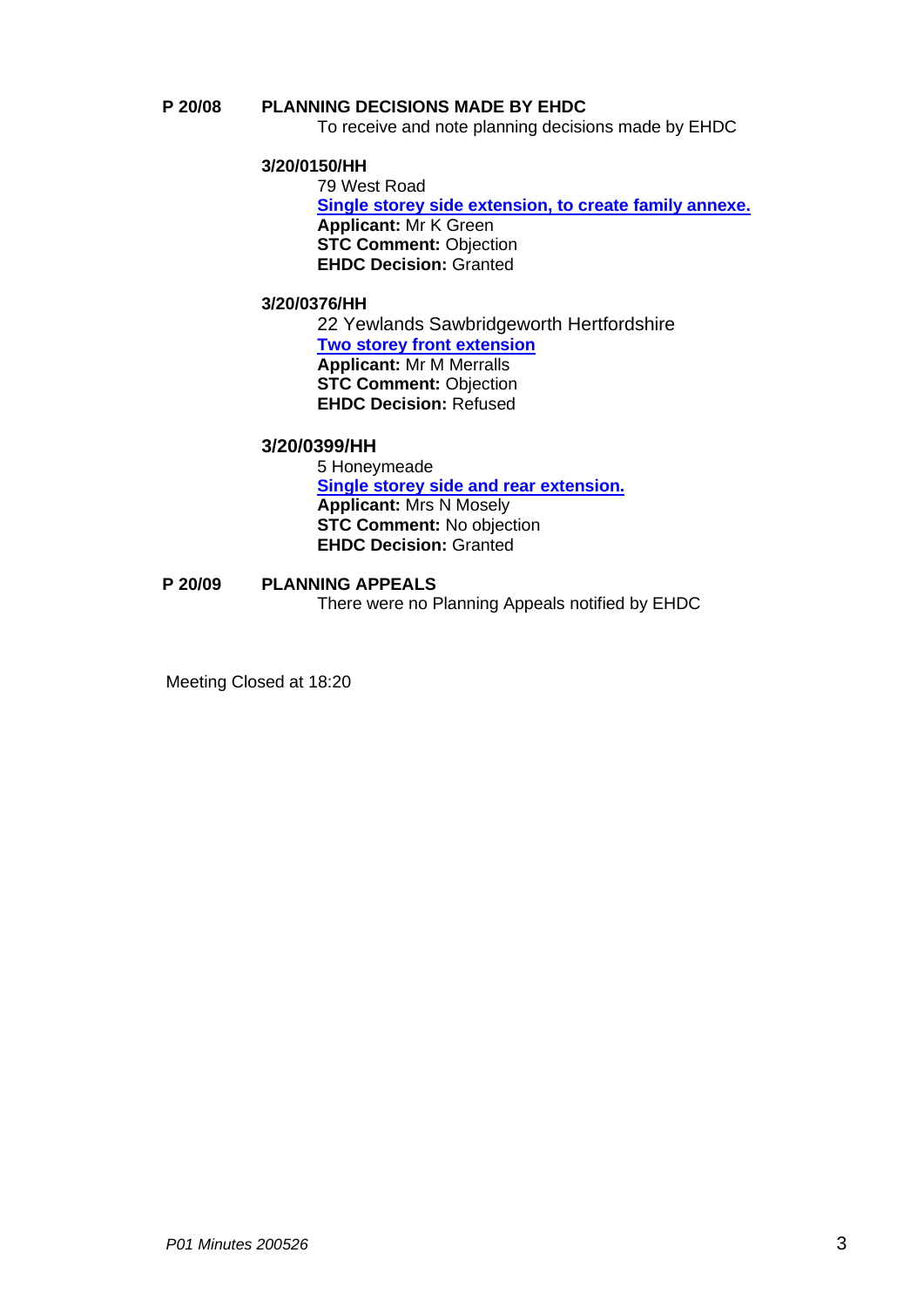**P 20/08 PLANNING DECISIONS MADE BY EHDC**

To receive and note planning decisions made by EHDC

**3/20/0150/HH**

79 West Road

**Single storey side extension, to create family annexe.**

**Applicant:** Mr K Green

**STC Comment:** Objection

**EHDC Decision:** Granted

**3/20/0376/HH**

22 Yewlands Sawbridgeworth Hertfordshire

**Two storey front extension**

**Applicant:** Mr M Merralls

**STC Comment:** Objection

**EHDC Decision:** Refused

**3/20/0399/HH**

5 Honeymeade

**Single storey side and rear extension.**

**Applicant:** Mrs N Mosely

**STC Comment:** No objection

**EHDC Decision:** Granted

**P 20/09 PLANNING APPEALS**

There were no Planning Appeals notified by EHDC

Meeting Closed at 18:20